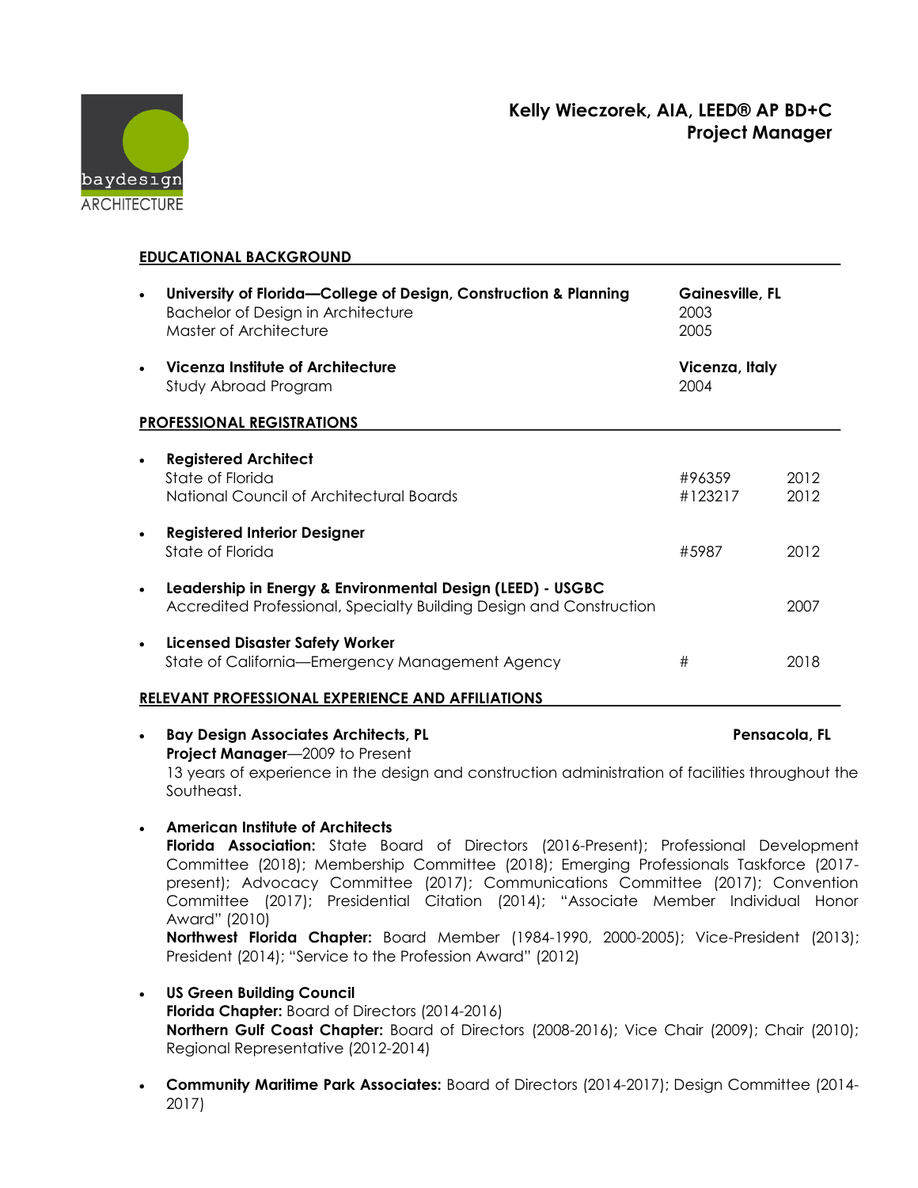baydesign
ARCHITECTURE

# Kelly Wieczorek, AIA, LEED® AP BD+C
## Project Manager

## EDUCATIONAL BACKGROUND

- **University of Florida—College of Design, Construction & Planning** — **Gainesville, FL**
  Bachelor of Design in Architecture — 2003
  Master of Architecture — 2005

- **Vicenza Institute of Architecture** — **Vicenza, Italy**
  Study Abroad Program — 2004

## PROFESSIONAL REGISTRATIONS

- **Registered Architect**
  State of Florida — #96359 — 2012
  National Council of Architectural Boards — #123217 — 2012

- **Registered Interior Designer**
  State of Florida — #5987 — 2012

- **Leadership in Energy & Environmental Design (LEED) - USGBC**
  Accredited Professional, Specialty Building Design and Construction — 2007

- **Licensed Disaster Safety Worker**
  State of California—Emergency Management Agency — # — 2018

## RELEVANT PROFESSIONAL EXPERIENCE AND AFFILIATIONS

- **Bay Design Associates Architects, PL** — **Pensacola, FL**
  **Project Manager**—2009 to Present
  13 years of experience in the design and construction administration of facilities throughout the Southeast.

- **American Institute of Architects**
  **Florida Association:** State Board of Directors (2016-Present); Professional Development Committee (2018); Membership Committee (2018); Emerging Professionals Taskforce (2017-present); Advocacy Committee (2017); Communications Committee (2017); Convention Committee (2017); Presidential Citation (2014); "Associate Member Individual Honor Award" (2010)
  **Northwest Florida Chapter:** Board Member (1984-1990, 2000-2005); Vice-President (2013); President (2014); "Service to the Profession Award" (2012)

- **US Green Building Council**
  **Florida Chapter:** Board of Directors (2014-2016)
  **Northern Gulf Coast Chapter:** Board of Directors (2008-2016); Vice Chair (2009); Chair (2010); Regional Representative (2012-2014)

- **Community Maritime Park Associates:** Board of Directors (2014-2017); Design Committee (2014-2017)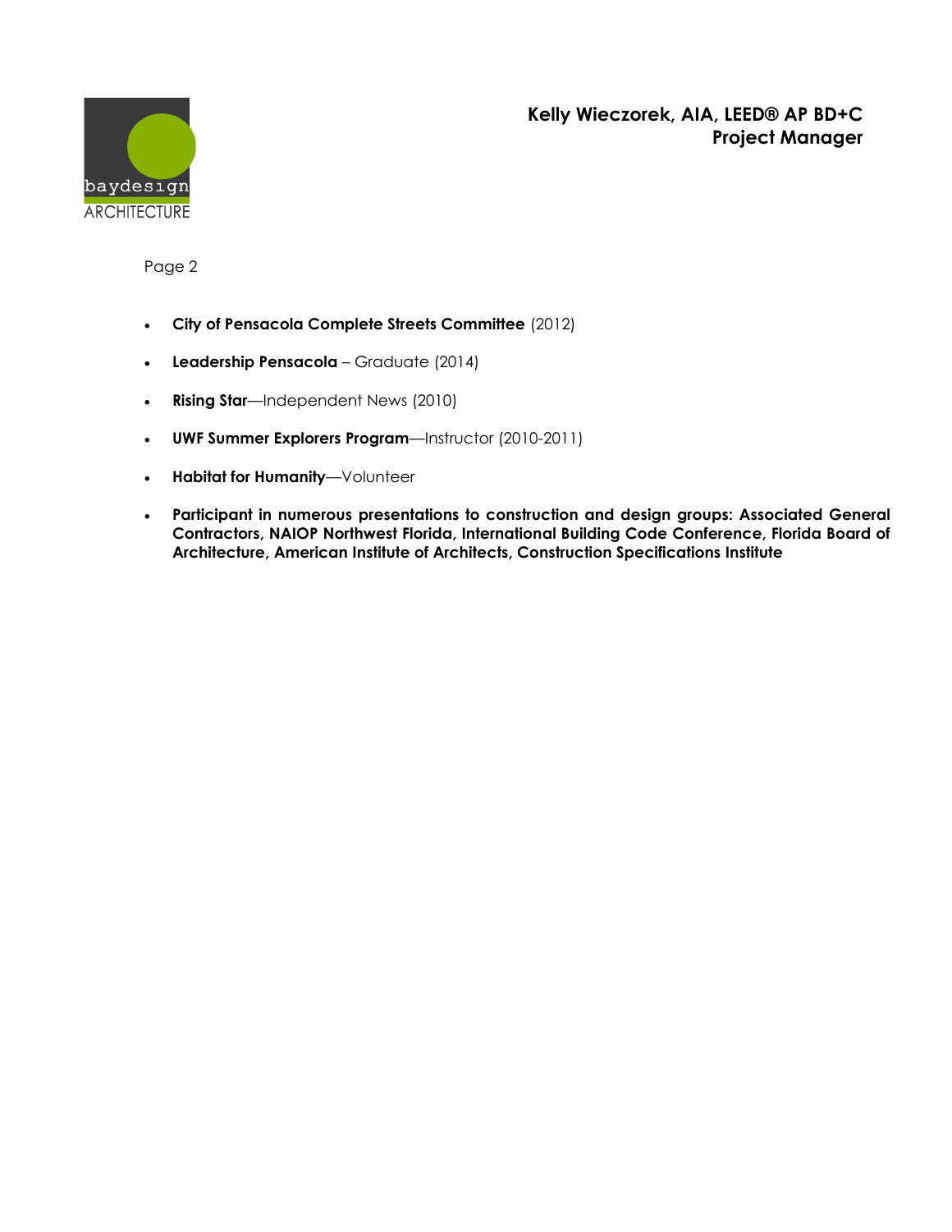- **City of Pensacola Complete Streets Committee** (2012)
- **Leadership Pensacola** – Graduate (2014)
- **Rising Star**—Independent News (2010)
- **UWF Summer Explorers Program**—Instructor (2010-2011)
- **Habitat for Humanity**—Volunteer
- **Participant in numerous presentations to construction and design groups: Associated General Contractors, NAIOP Northwest Florida, International Building Code Conference, Florida Board of Architecture, American Institute of Architects, Construction Specifications Institute**